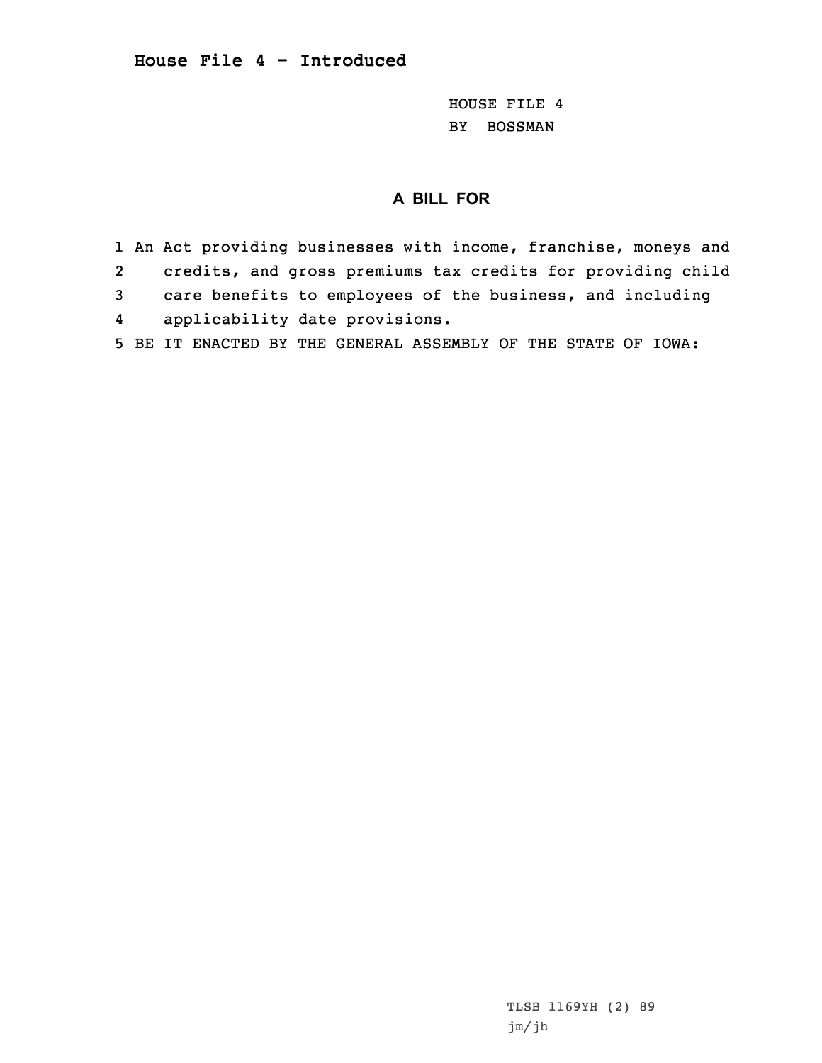# House File 4 - Introduced

HOUSE FILE 4
BY BOSSMAN

## A BILL FOR

1 An Act providing businesses with income, franchise, moneys and
2 credits, and gross premiums tax credits for providing child
3 care benefits to employees of the business, and including
4 applicability date provisions.
5 BE IT ENACTED BY THE GENERAL ASSEMBLY OF THE STATE OF IOWA:

TLSB 1169YH (2) 89
jm/jh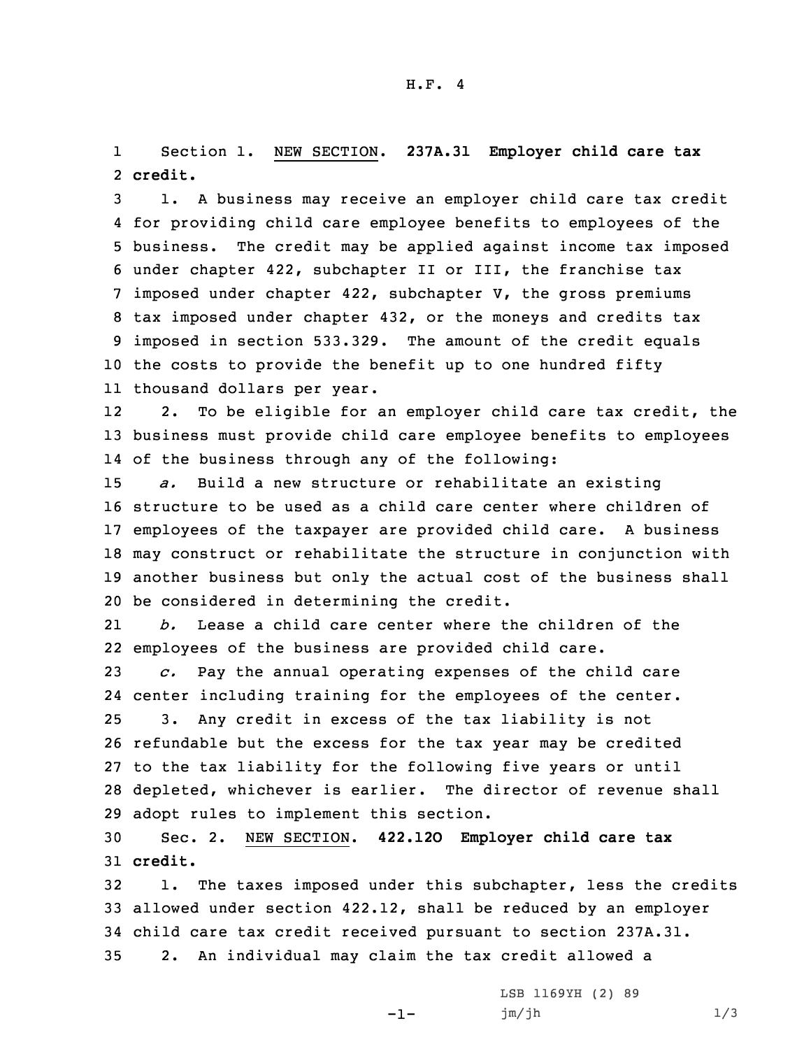Section 1. NEW SECTION. **237A.31 Employer child care tax credit.**

1. A business may receive an employer child care tax credit for providing child care employee benefits to employees of the business. The credit may be applied against income tax imposed under chapter 422, subchapter II or III, the franchise tax imposed under chapter 422, subchapter V, the gross premiums tax imposed under chapter 432, or the moneys and credits tax imposed in section 533.329. The amount of the credit equals the costs to provide the benefit up to one hundred fifty thousand dollars per year.

2. To be eligible for an employer child care tax credit, the business must provide child care employee benefits to employees of the business through any of the following:

*a.* Build a new structure or rehabilitate an existing structure to be used as a child care center where children of employees of the taxpayer are provided child care. A business may construct or rehabilitate the structure in conjunction with another business but only the actual cost of the business shall be considered in determining the credit.

*b.* Lease a child care center where the children of the employees of the business are provided child care.

*c.* Pay the annual operating expenses of the child care center including training for the employees of the center.

3. Any credit in excess of the tax liability is not refundable but the excess for the tax year may be credited to the tax liability for the following five years or until depleted, whichever is earlier. The director of revenue shall adopt rules to implement this section.

Sec. 2. NEW SECTION. **422.12O Employer child care tax credit.**

1. The taxes imposed under this subchapter, less the credits allowed under section 422.12, shall be reduced by an employer child care tax credit received pursuant to section 237A.31.

2. An individual may claim the tax credit allowed a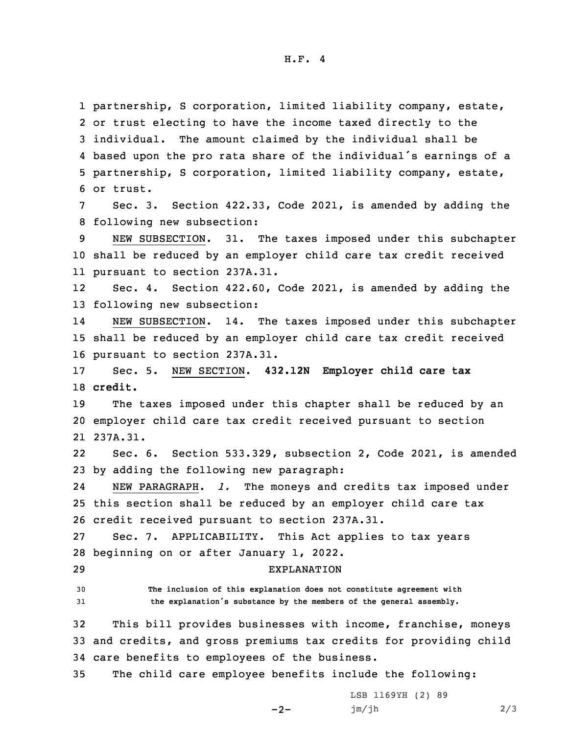partnership, S corporation, limited liability company, estate, or trust electing to have the income taxed directly to the individual. The amount claimed by the individual shall be based upon the pro rata share of the individual's earnings of a partnership, S corporation, limited liability company, estate, or trust.

Sec. 3. Section 422.33, Code 2021, is amended by adding the following new subsection:

NEW SUBSECTION. 31. The taxes imposed under this subchapter shall be reduced by an employer child care tax credit received pursuant to section 237A.31.

Sec. 4. Section 422.60, Code 2021, is amended by adding the following new subsection:

NEW SUBSECTION. 14. The taxes imposed under this subchapter shall be reduced by an employer child care tax credit received pursuant to section 237A.31.

Sec. 5. NEW SECTION. **432.12N Employer child care tax credit.**

The taxes imposed under this chapter shall be reduced by an employer child care tax credit received pursuant to section 237A.31.

Sec. 6. Section 533.329, subsection 2, Code 2021, is amended by adding the following new paragraph:

NEW PARAGRAPH. *l.* The moneys and credits tax imposed under this section shall be reduced by an employer child care tax credit received pursuant to section 237A.31.

Sec. 7. APPLICABILITY. This Act applies to tax years beginning on or after January 1, 2022.

EXPLANATION

The inclusion of this explanation does not constitute agreement with the explanation's substance by the members of the general assembly.

This bill provides businesses with income, franchise, moneys and credits, and gross premiums tax credits for providing child care benefits to employees of the business.

The child care employee benefits include the following: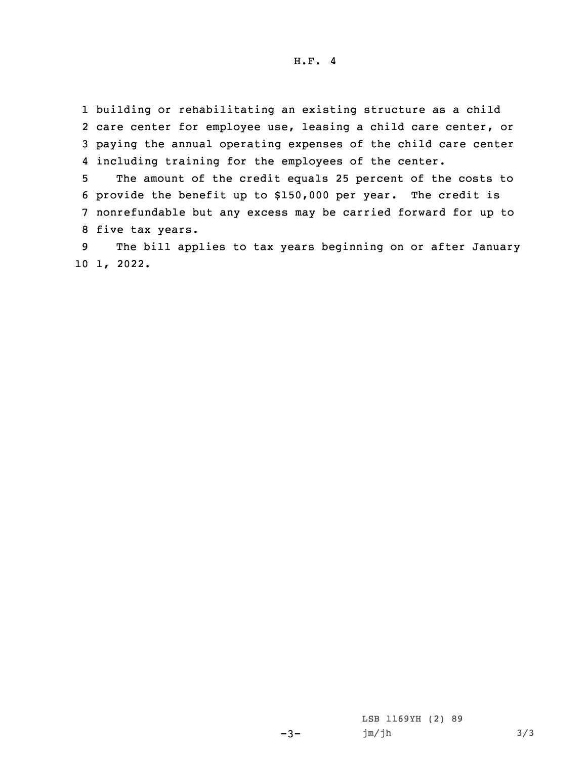building or rehabilitating an existing structure as a child care center for employee use, leasing a child care center, or paying the annual operating expenses of the child care center including training for the employees of the center.

The amount of the credit equals 25 percent of the costs to provide the benefit up to $150,000 per year. The credit is nonrefundable but any excess may be carried forward for up to five tax years.

The bill applies to tax years beginning on or after January 1, 2022.